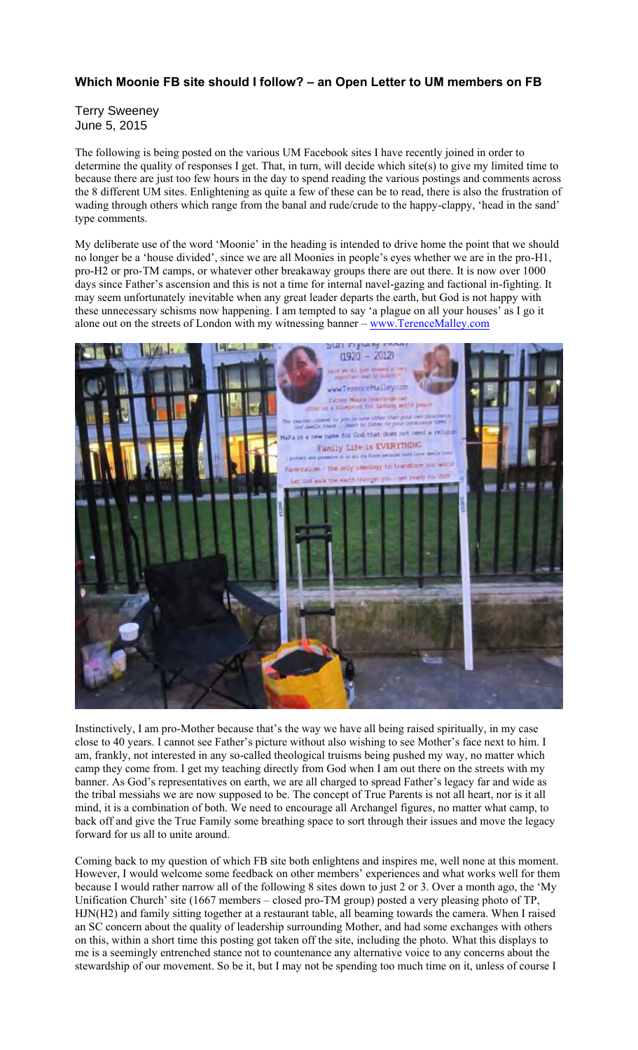### Which Moonie FB site should I follow? – an Open Letter to UM members on FB

Terry Sweeney
June 5, 2015

The following is being posted on the various UM Facebook sites I have recently joined in order to determine the quality of responses I get. That, in turn, will decide which site(s) to give my limited time to because there are just too few hours in the day to spend reading the various postings and comments across the 8 different UM sites. Enlightening as quite a few of these can be to read, there is also the frustration of wading through others which range from the banal and rude/crude to the happy-clappy, 'head in the sand' type comments.

My deliberate use of the word 'Moonie' in the heading is intended to drive home the point that we should no longer be a 'house divided', since we are all Moonies in people's eyes whether we are in the pro-H1, pro-H2 or pro-TM camps, or whatever other breakaway groups there are out there. It is now over 1000 days since Father's ascension and this is not a time for internal navel-gazing and factional in-fighting. It may seem unfortunately inevitable when any great leader departs the earth, but God is not happy with these unnecessary schisms now happening. I am tempted to say 'a plague on all your houses' as I go it alone out on the streets of London with my witnessing banner – www.TerenceMalley.com

Instinctively, I am pro-Mother because that's the way we have all being raised spiritually, in my case close to 40 years. I cannot see Father's picture without also wishing to see Mother's face next to him. I am, frankly, not interested in any so-called theological truisms being pushed my way, no matter which camp they come from. I get my teaching directly from God when I am out there on the streets with my banner. As God's representatives on earth, we are all charged to spread Father's legacy far and wide as the tribal messiahs we are now supposed to be. The concept of True Parents is not all heart, nor is it all mind, it is a combination of both. We need to encourage all Archangel figures, no matter what camp, to back off and give the True Family some breathing space to sort through their issues and move the legacy forward for us all to unite around.

Coming back to my question of which FB site both enlightens and inspires me, well none at this moment. However, I would welcome some feedback on other members' experiences and what works well for them because I would rather narrow all of the following 8 sites down to just 2 or 3. Over a month ago, the 'My Unification Church' site (1667 members – closed pro-TM group) posted a very pleasing photo of TP, HJN(H2) and family sitting together at a restaurant table, all beaming towards the camera. When I raised an SC concern about the quality of leadership surrounding Mother, and had some exchanges with others on this, within a short time this posting got taken off the site, including the photo. What this displays to me is a seemingly entrenched stance not to countenance any alternative voice to any concerns about the stewardship of our movement. So be it, but I may not be spending too much time on it, unless of course I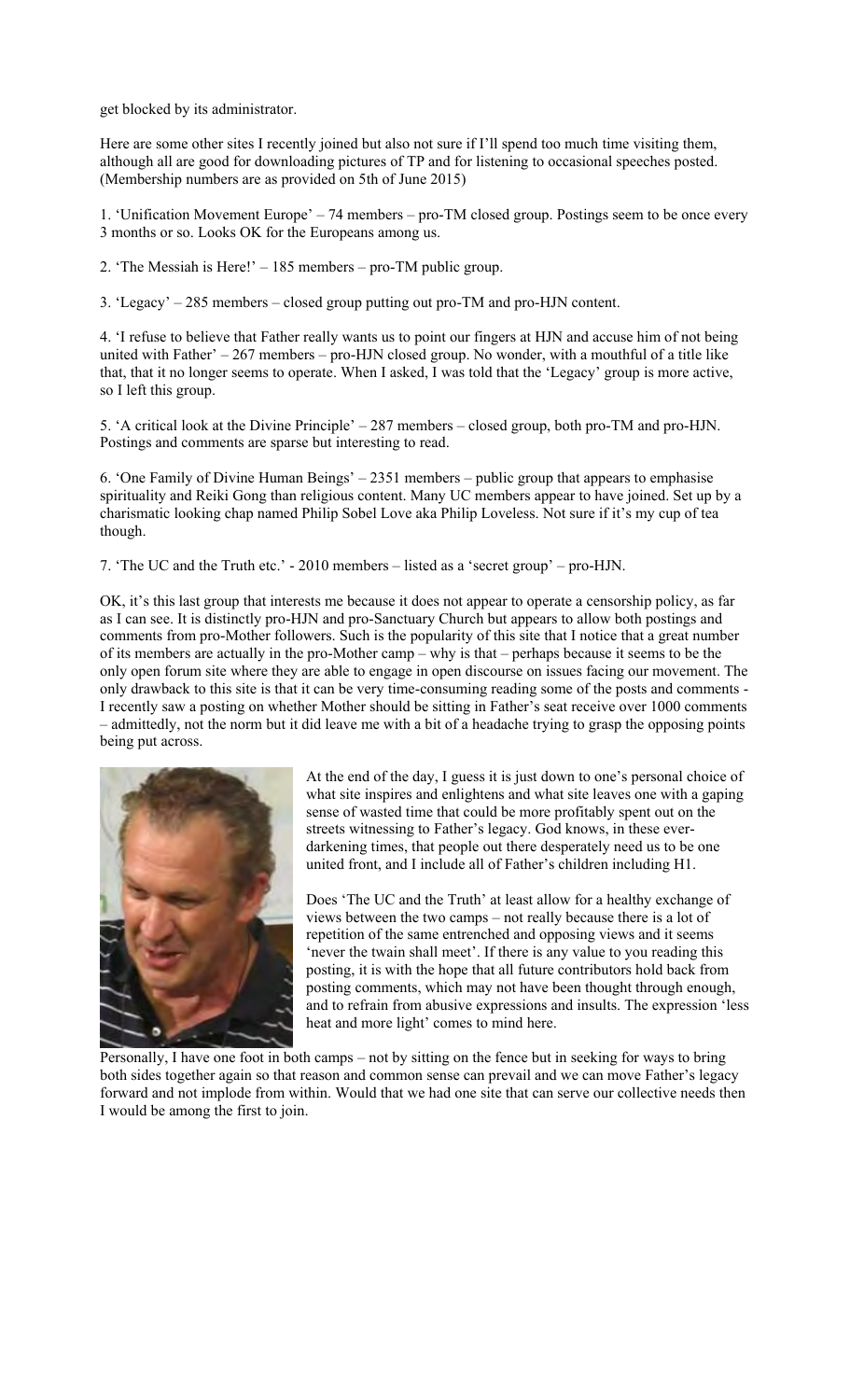get blocked by its administrator.

Here are some other sites I recently joined but also not sure if I'll spend too much time visiting them, although all are good for downloading pictures of TP and for listening to occasional speeches posted. (Membership numbers are as provided on 5th of June 2015)

1. 'Unification Movement Europe' – 74 members – pro-TM closed group. Postings seem to be once every 3 months or so. Looks OK for the Europeans among us.

2. 'The Messiah is Here!' – 185 members – pro-TM public group.

3. 'Legacy' – 285 members – closed group putting out pro-TM and pro-HJN content.

4. 'I refuse to believe that Father really wants us to point our fingers at HJN and accuse him of not being united with Father' – 267 members – pro-HJN closed group. No wonder, with a mouthful of a title like that, that it no longer seems to operate. When I asked, I was told that the 'Legacy' group is more active, so I left this group.

5. 'A critical look at the Divine Principle' – 287 members – closed group, both pro-TM and pro-HJN. Postings and comments are sparse but interesting to read.

6. 'One Family of Divine Human Beings' – 2351 members – public group that appears to emphasise spirituality and Reiki Gong than religious content. Many UC members appear to have joined. Set up by a charismatic looking chap named Philip Sobel Love aka Philip Loveless. Not sure if it's my cup of tea though.

7. 'The UC and the Truth etc.' - 2010 members – listed as a 'secret group' – pro-HJN.

OK, it's this last group that interests me because it does not appear to operate a censorship policy, as far as I can see. It is distinctly pro-HJN and pro-Sanctuary Church but appears to allow both postings and comments from pro-Mother followers. Such is the popularity of this site that I notice that a great number of its members are actually in the pro-Mother camp – why is that – perhaps because it seems to be the only open forum site where they are able to engage in open discourse on issues facing our movement. The only drawback to this site is that it can be very time-consuming reading some of the posts and comments - I recently saw a posting on whether Mother should be sitting in Father's seat receive over 1000 comments – admittedly, not the norm but it did leave me with a bit of a headache trying to grasp the opposing points being put across.

At the end of the day, I guess it is just down to one's personal choice of what site inspires and enlightens and what site leaves one with a gaping sense of wasted time that could be more profitably spent out on the streets witnessing to Father's legacy. God knows, in these ever-darkening times, that people out there desperately need us to be one united front, and I include all of Father's children including H1.

Does 'The UC and the Truth' at least allow for a healthy exchange of views between the two camps – not really because there is a lot of repetition of the same entrenched and opposing views and it seems 'never the twain shall meet'. If there is any value to you reading this posting, it is with the hope that all future contributors hold back from posting comments, which may not have been thought through enough, and to refrain from abusive expressions and insults. The expression 'less heat and more light' comes to mind here.

Personally, I have one foot in both camps – not by sitting on the fence but in seeking for ways to bring both sides together again so that reason and common sense can prevail and we can move Father's legacy forward and not implode from within. Would that we had one site that can serve our collective needs then I would be among the first to join.